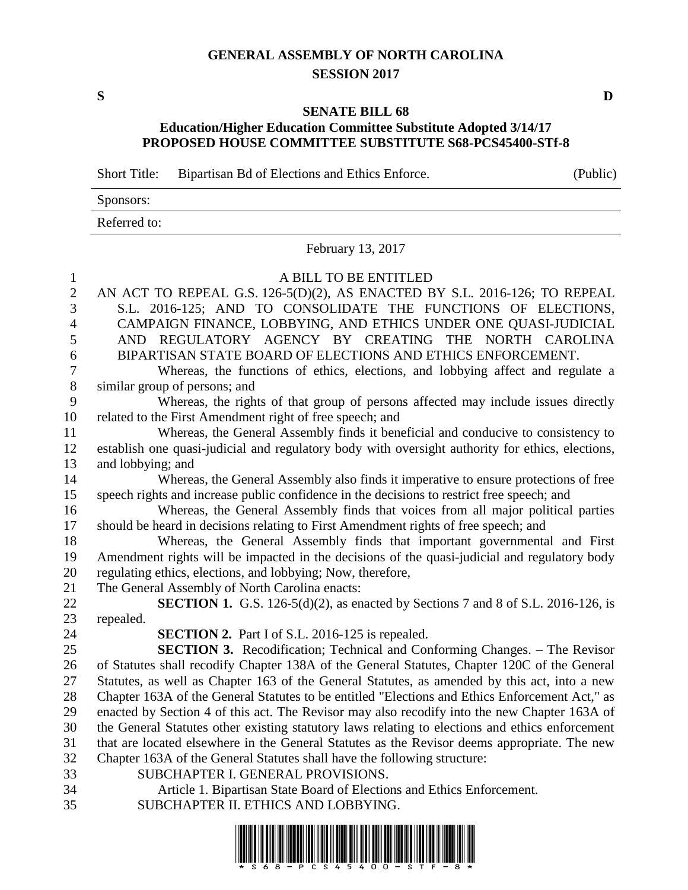# GENERAL ASSEMBLY OF NORTH CAROLINA
## SESSION 2017

**S** **D**

## SENATE BILL 68
### Education/Higher Education Committee Substitute Adopted 3/14/17
### PROPOSED HOUSE COMMITTEE SUBSTITUTE S68-PCS45400-STf-8

| | | |
|---|---|---|
| Short Title: | Bipartisan Bd of Elections and Ethics Enforce. | (Public) |
| Sponsors: | | |
| Referred to: | | |

February 13, 2017

A BILL TO BE ENTITLED

AN ACT TO REPEAL G.S. 126-5(D)(2), AS ENACTED BY S.L. 2016-126; TO REPEAL S.L. 2016-125; AND TO CONSOLIDATE THE FUNCTIONS OF ELECTIONS, CAMPAIGN FINANCE, LOBBYING, AND ETHICS UNDER ONE QUASI-JUDICIAL AND REGULATORY AGENCY BY CREATING THE NORTH CAROLINA BIPARTISAN STATE BOARD OF ELECTIONS AND ETHICS ENFORCEMENT.

Whereas, the functions of ethics, elections, and lobbying affect and regulate a similar group of persons; and

Whereas, the rights of that group of persons affected may include issues directly related to the First Amendment right of free speech; and

Whereas, the General Assembly finds it beneficial and conducive to consistency to establish one quasi-judicial and regulatory body with oversight authority for ethics, elections, and lobbying; and

Whereas, the General Assembly also finds it imperative to ensure protections of free speech rights and increase public confidence in the decisions to restrict free speech; and

Whereas, the General Assembly finds that voices from all major political parties should be heard in decisions relating to First Amendment rights of free speech; and

Whereas, the General Assembly finds that important governmental and First Amendment rights will be impacted in the decisions of the quasi-judicial and regulatory body regulating ethics, elections, and lobbying; Now, therefore,

The General Assembly of North Carolina enacts:

**SECTION 1.** G.S. 126-5(d)(2), as enacted by Sections 7 and 8 of S.L. 2016-126, is repealed.

**SECTION 2.** Part I of S.L. 2016-125 is repealed.

**SECTION 3.** Recodification; Technical and Conforming Changes. – The Revisor of Statutes shall recodify Chapter 138A of the General Statutes, Chapter 120C of the General Statutes, as well as Chapter 163 of the General Statutes, as amended by this act, into a new Chapter 163A of the General Statutes to be entitled "Elections and Ethics Enforcement Act," as enacted by Section 4 of this act. The Revisor may also recodify into the new Chapter 163A of the General Statutes other existing statutory laws relating to elections and ethics enforcement that are located elsewhere in the General Statutes as the Revisor deems appropriate. The new Chapter 163A of the General Statutes shall have the following structure:

SUBCHAPTER I. GENERAL PROVISIONS.

Article 1. Bipartisan State Board of Elections and Ethics Enforcement.

SUBCHAPTER II. ETHICS AND LOBBYING.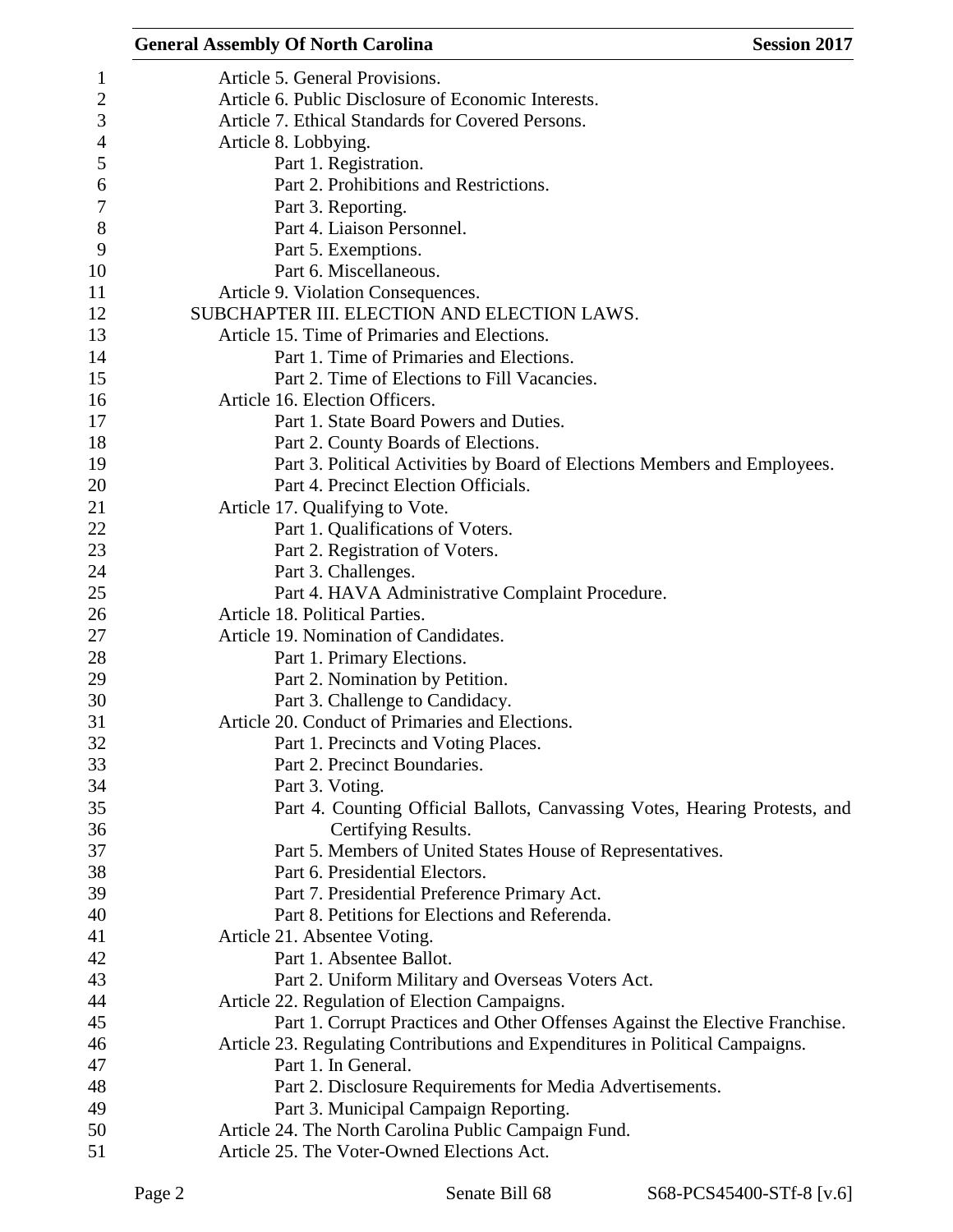Article 5. General Provisions.
Article 6. Public Disclosure of Economic Interests.
Article 7. Ethical Standards for Covered Persons.
Article 8. Lobbying.
- Part 1. Registration.
- Part 2. Prohibitions and Restrictions.
- Part 3. Reporting.
- Part 4. Liaison Personnel.
- Part 5. Exemptions.
- Part 6. Miscellaneous.

Article 9. Violation Consequences.

SUBCHAPTER III. ELECTION AND ELECTION LAWS.

Article 15. Time of Primaries and Elections.
- Part 1. Time of Primaries and Elections.
- Part 2. Time of Elections to Fill Vacancies.

Article 16. Election Officers.
- Part 1. State Board Powers and Duties.
- Part 2. County Boards of Elections.
- Part 3. Political Activities by Board of Elections Members and Employees.
- Part 4. Precinct Election Officials.

Article 17. Qualifying to Vote.
- Part 1. Qualifications of Voters.
- Part 2. Registration of Voters.
- Part 3. Challenges.
- Part 4. HAVA Administrative Complaint Procedure.

Article 18. Political Parties.

Article 19. Nomination of Candidates.
- Part 1. Primary Elections.
- Part 2. Nomination by Petition.
- Part 3. Challenge to Candidacy.

Article 20. Conduct of Primaries and Elections.
- Part 1. Precincts and Voting Places.
- Part 2. Precinct Boundaries.
- Part 3. Voting.
- Part 4. Counting Official Ballots, Canvassing Votes, Hearing Protests, and Certifying Results.
- Part 5. Members of United States House of Representatives.
- Part 6. Presidential Electors.
- Part 7. Presidential Preference Primary Act.
- Part 8. Petitions for Elections and Referenda.

Article 21. Absentee Voting.
- Part 1. Absentee Ballot.
- Part 2. Uniform Military and Overseas Voters Act.

Article 22. Regulation of Election Campaigns.
- Part 1. Corrupt Practices and Other Offenses Against the Elective Franchise.

Article 23. Regulating Contributions and Expenditures in Political Campaigns.
- Part 1. In General.
- Part 2. Disclosure Requirements for Media Advertisements.
- Part 3. Municipal Campaign Reporting.

Article 24. The North Carolina Public Campaign Fund.

Article 25. The Voter-Owned Elections Act.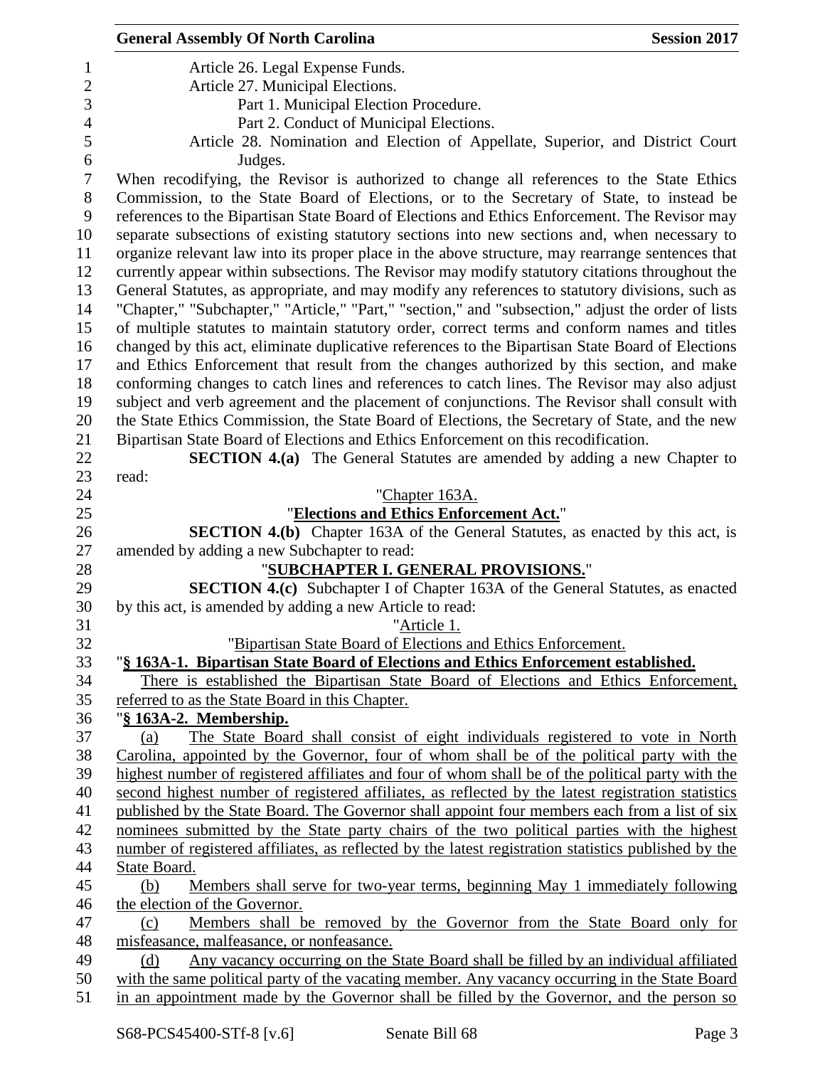Article 26. Legal Expense Funds.

Article 27. Municipal Elections.

Part 1. Municipal Election Procedure.

Part 2. Conduct of Municipal Elections.

Article 28. Nomination and Election of Appellate, Superior, and District Court Judges.

When recodifying, the Revisor is authorized to change all references to the State Ethics Commission, to the State Board of Elections, or to the Secretary of State, to instead be references to the Bipartisan State Board of Elections and Ethics Enforcement. The Revisor may separate subsections of existing statutory sections into new sections and, when necessary to organize relevant law into its proper place in the above structure, may rearrange sentences that currently appear within subsections. The Revisor may modify statutory citations throughout the General Statutes, as appropriate, and may modify any references to statutory divisions, such as "Chapter," "Subchapter," "Article," "Part," "section," and "subsection," adjust the order of lists of multiple statutes to maintain statutory order, correct terms and conform names and titles changed by this act, eliminate duplicative references to the Bipartisan State Board of Elections and Ethics Enforcement that result from the changes authorized by this section, and make conforming changes to catch lines and references to catch lines. The Revisor may also adjust subject and verb agreement and the placement of conjunctions. The Revisor shall consult with the State Ethics Commission, the State Board of Elections, the Secretary of State, and the new Bipartisan State Board of Elections and Ethics Enforcement on this recodification.

**SECTION 4.(a)** The General Statutes are amended by adding a new Chapter to read:

"Chapter 163A.

"**Elections and Ethics Enforcement Act.**"

**SECTION 4.(b)** Chapter 163A of the General Statutes, as enacted by this act, is amended by adding a new Subchapter to read:

"**SUBCHAPTER I. GENERAL PROVISIONS.**"

**SECTION 4.(c)** Subchapter I of Chapter 163A of the General Statutes, as enacted by this act, is amended by adding a new Article to read:

"Article 1.

"Bipartisan State Board of Elections and Ethics Enforcement.

"**§ 163A-1. Bipartisan State Board of Elections and Ethics Enforcement established.**

There is established the Bipartisan State Board of Elections and Ethics Enforcement, referred to as the State Board in this Chapter.

"**§ 163A-2. Membership.**

(a) The State Board shall consist of eight individuals registered to vote in North Carolina, appointed by the Governor, four of whom shall be of the political party with the highest number of registered affiliates and four of whom shall be of the political party with the second highest number of registered affiliates, as reflected by the latest registration statistics published by the State Board. The Governor shall appoint four members each from a list of six nominees submitted by the State party chairs of the two political parties with the highest number of registered affiliates, as reflected by the latest registration statistics published by the State Board.

(b) Members shall serve for two-year terms, beginning May 1 immediately following the election of the Governor.

(c) Members shall be removed by the Governor from the State Board only for misfeasance, malfeasance, or nonfeasance.

(d) Any vacancy occurring on the State Board shall be filled by an individual affiliated with the same political party of the vacating member. Any vacancy occurring in the State Board in an appointment made by the Governor shall be filled by the Governor, and the person so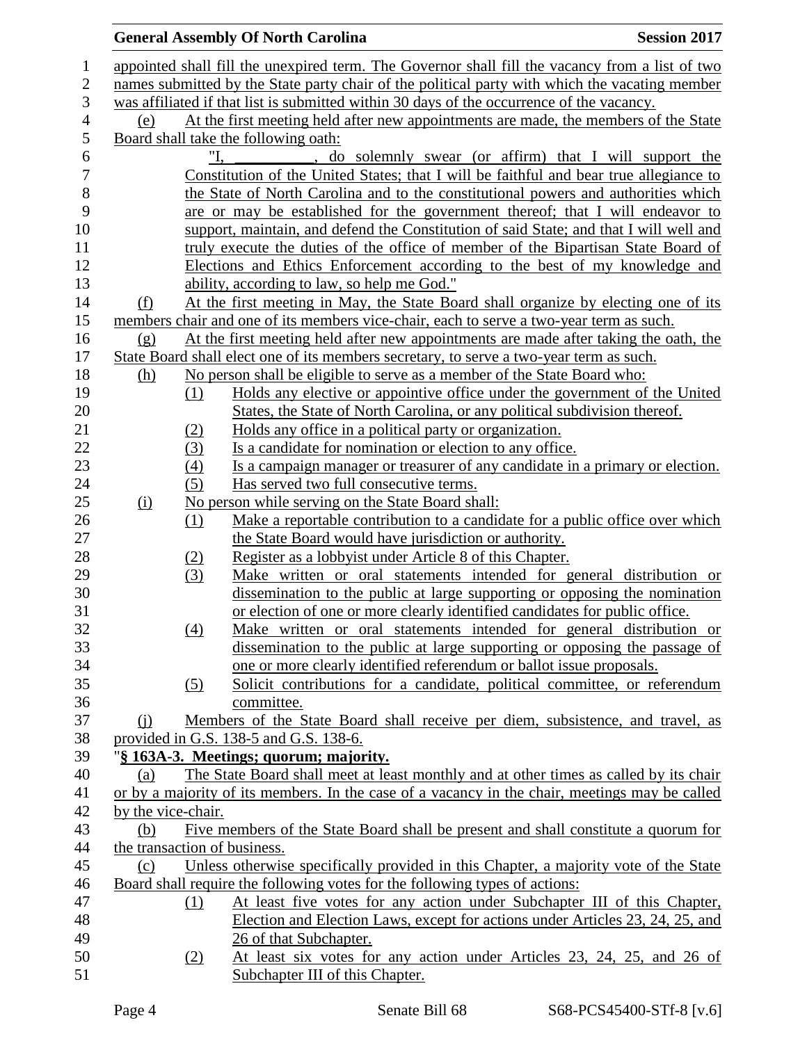appointed shall fill the unexpired term. The Governor shall fill the vacancy from a list of two names submitted by the State party chair of the political party with which the vacating member was affiliated if that list is submitted within 30 days of the occurrence of the vacancy.

(e) At the first meeting held after new appointments are made, the members of the State Board shall take the following oath:

"I, __________, do solemnly swear (or affirm) that I will support the Constitution of the United States; that I will be faithful and bear true allegiance to the State of North Carolina and to the constitutional powers and authorities which are or may be established for the government thereof; that I will endeavor to support, maintain, and defend the Constitution of said State; and that I will well and truly execute the duties of the office of member of the Bipartisan State Board of Elections and Ethics Enforcement according to the best of my knowledge and ability, according to law, so help me God."

(f) At the first meeting in May, the State Board shall organize by electing one of its members chair and one of its members vice-chair, each to serve a two-year term as such.

(g) At the first meeting held after new appointments are made after taking the oath, the State Board shall elect one of its members secretary, to serve a two-year term as such.

(h) No person shall be eligible to serve as a member of the State Board who:

(1) Holds any elective or appointive office under the government of the United States, the State of North Carolina, or any political subdivision thereof.

(2) Holds any office in a political party or organization.

(3) Is a candidate for nomination or election to any office.

(4) Is a campaign manager or treasurer of any candidate in a primary or election.

(5) Has served two full consecutive terms.

(i) No person while serving on the State Board shall:

(1) Make a reportable contribution to a candidate for a public office over which the State Board would have jurisdiction or authority.

(2) Register as a lobbyist under Article 8 of this Chapter.

(3) Make written or oral statements intended for general distribution or dissemination to the public at large supporting or opposing the nomination or election of one or more clearly identified candidates for public office.

(4) Make written or oral statements intended for general distribution or dissemination to the public at large supporting or opposing the passage of one or more clearly identified referendum or ballot issue proposals.

(5) Solicit contributions for a candidate, political committee, or referendum committee.

(j) Members of the State Board shall receive per diem, subsistence, and travel, as provided in G.S. 138-5 and G.S. 138-6.

"**§ 163A-3. Meetings; quorum; majority.**

(a) The State Board shall meet at least monthly and at other times as called by its chair or by a majority of its members. In the case of a vacancy in the chair, meetings may be called by the vice-chair.

(b) Five members of the State Board shall be present and shall constitute a quorum for the transaction of business.

(c) Unless otherwise specifically provided in this Chapter, a majority vote of the State Board shall require the following votes for the following types of actions:

(1) At least five votes for any action under Subchapter III of this Chapter, Election and Election Laws, except for actions under Articles 23, 24, 25, and 26 of that Subchapter.

(2) At least six votes for any action under Articles 23, 24, 25, and 26 of Subchapter III of this Chapter.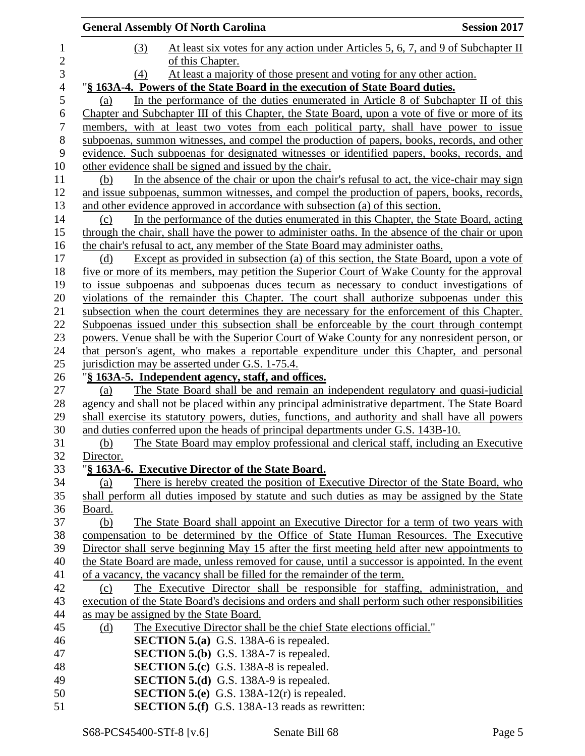(3) At least six votes for any action under Articles 5, 6, 7, and 9 of Subchapter II of this Chapter.

(4) At least a majority of those present and voting for any other action.

"**§ 163A-4. Powers of the State Board in the execution of State Board duties.**

(a) In the performance of the duties enumerated in Article 8 of Subchapter II of this Chapter and Subchapter III of this Chapter, the State Board, upon a vote of five or more of its members, with at least two votes from each political party, shall have power to issue subpoenas, summon witnesses, and compel the production of papers, books, records, and other evidence. Such subpoenas for designated witnesses or identified papers, books, records, and other evidence shall be signed and issued by the chair.

(b) In the absence of the chair or upon the chair's refusal to act, the vice-chair may sign and issue subpoenas, summon witnesses, and compel the production of papers, books, records, and other evidence approved in accordance with subsection (a) of this section.

(c) In the performance of the duties enumerated in this Chapter, the State Board, acting through the chair, shall have the power to administer oaths. In the absence of the chair or upon the chair's refusal to act, any member of the State Board may administer oaths.

(d) Except as provided in subsection (a) of this section, the State Board, upon a vote of five or more of its members, may petition the Superior Court of Wake County for the approval to issue subpoenas and subpoenas duces tecum as necessary to conduct investigations of violations of the remainder this Chapter. The court shall authorize subpoenas under this subsection when the court determines they are necessary for the enforcement of this Chapter. Subpoenas issued under this subsection shall be enforceable by the court through contempt powers. Venue shall be with the Superior Court of Wake County for any nonresident person, or that person's agent, who makes a reportable expenditure under this Chapter, and personal jurisdiction may be asserted under G.S. 1-75.4.

"**§ 163A-5. Independent agency, staff, and offices.**

(a) The State Board shall be and remain an independent regulatory and quasi-judicial agency and shall not be placed within any principal administrative department. The State Board shall exercise its statutory powers, duties, functions, and authority and shall have all powers and duties conferred upon the heads of principal departments under G.S. 143B-10.

(b) The State Board may employ professional and clerical staff, including an Executive Director.

"**§ 163A-6. Executive Director of the State Board.**

(a) There is hereby created the position of Executive Director of the State Board, who shall perform all duties imposed by statute and such duties as may be assigned by the State Board.

(b) The State Board shall appoint an Executive Director for a term of two years with compensation to be determined by the Office of State Human Resources. The Executive Director shall serve beginning May 15 after the first meeting held after new appointments to the State Board are made, unless removed for cause, until a successor is appointed. In the event of a vacancy, the vacancy shall be filled for the remainder of the term.

(c) The Executive Director shall be responsible for staffing, administration, and execution of the State Board's decisions and orders and shall perform such other responsibilities as may be assigned by the State Board.

(d) The Executive Director shall be the chief State elections official."

**SECTION 5.(a)** G.S. 138A-6 is repealed.

**SECTION 5.(b)** G.S. 138A-7 is repealed.

**SECTION 5.(c)** G.S. 138A-8 is repealed.

**SECTION 5.(d)** G.S. 138A-9 is repealed.

**SECTION 5.(e)** G.S. 138A-12(r) is repealed.

**SECTION 5.(f)** G.S. 138A-13 reads as rewritten: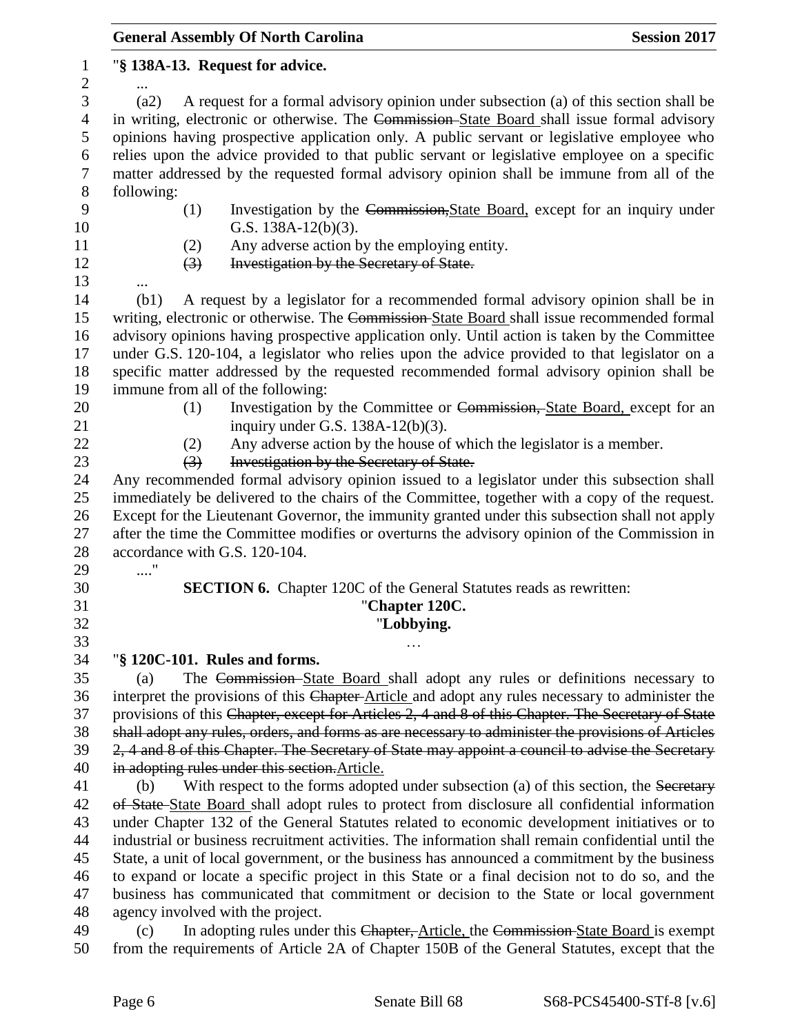"**§ 138A-13. Request for advice.**

...

(a2) A request for a formal advisory opinion under subsection (a) of this section shall be in writing, electronic or otherwise. The ~~Commission~~ State Board shall issue formal advisory opinions having prospective application only. A public servant or legislative employee who relies upon the advice provided to that public servant or legislative employee on a specific matter addressed by the requested formal advisory opinion shall be immune from all of the following:

(1) Investigation by the ~~Commission,~~State Board, except for an inquiry under G.S. 138A-12(b)(3).

(2) Any adverse action by the employing entity.

~~(3) Investigation by the Secretary of State.~~

...

(b1) A request by a legislator for a recommended formal advisory opinion shall be in writing, electronic or otherwise. The ~~Commission~~ State Board shall issue recommended formal advisory opinions having prospective application only. Until action is taken by the Committee under G.S. 120-104, a legislator who relies upon the advice provided to that legislator on a specific matter addressed by the requested recommended formal advisory opinion shall be immune from all of the following:

(1) Investigation by the Committee or ~~Commission,~~ State Board, except for an inquiry under G.S. 138A-12(b)(3).

(2) Any adverse action by the house of which the legislator is a member.

~~(3) Investigation by the Secretary of State.~~

Any recommended formal advisory opinion issued to a legislator under this subsection shall immediately be delivered to the chairs of the Committee, together with a copy of the request. Except for the Lieutenant Governor, the immunity granted under this subsection shall not apply after the time the Committee modifies or overturns the advisory opinion of the Commission in accordance with G.S. 120-104.

...."

**SECTION 6.** Chapter 120C of the General Statutes reads as rewritten:

"**Chapter 120C.**

"**Lobbying.**

…

"**§ 120C-101. Rules and forms.**

(a) The ~~Commission~~ State Board shall adopt any rules or definitions necessary to interpret the provisions of this ~~Chapter~~ Article and adopt any rules necessary to administer the provisions of this ~~Chapter, except for Articles 2, 4 and 8 of this Chapter. The Secretary of State shall adopt any rules, orders, and forms as are necessary to administer the provisions of Articles 2, 4 and 8 of this Chapter. The Secretary of State may appoint a council to advise the Secretary in adopting rules under this section.~~Article.

(b) With respect to the forms adopted under subsection (a) of this section, the ~~Secretary of State~~ State Board shall adopt rules to protect from disclosure all confidential information under Chapter 132 of the General Statutes related to economic development initiatives or to industrial or business recruitment activities. The information shall remain confidential until the State, a unit of local government, or the business has announced a commitment by the business to expand or locate a specific project in this State or a final decision not to do so, and the business has communicated that commitment or decision to the State or local government agency involved with the project.

(c) In adopting rules under this ~~Chapter,~~ Article, the ~~Commission~~ State Board is exempt from the requirements of Article 2A of Chapter 150B of the General Statutes, except that the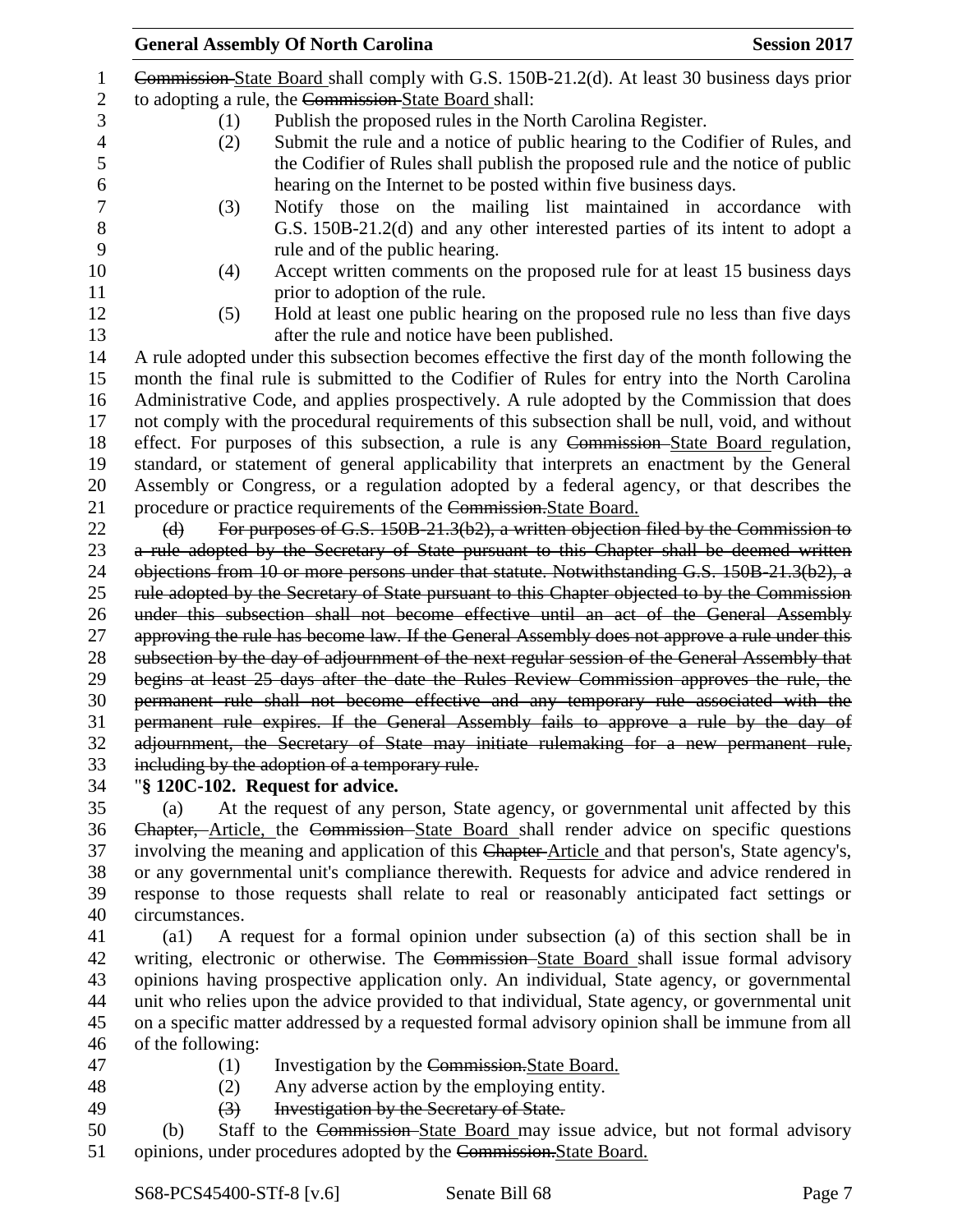~~Commission~~ State Board shall comply with G.S. 150B-21.2(d). At least 30 business days prior to adopting a rule, the ~~Commission~~ State Board shall:

(1) Publish the proposed rules in the North Carolina Register.

(2) Submit the rule and a notice of public hearing to the Codifier of Rules, and the Codifier of Rules shall publish the proposed rule and the notice of public hearing on the Internet to be posted within five business days.

(3) Notify those on the mailing list maintained in accordance with G.S. 150B-21.2(d) and any other interested parties of its intent to adopt a rule and of the public hearing.

(4) Accept written comments on the proposed rule for at least 15 business days prior to adoption of the rule.

(5) Hold at least one public hearing on the proposed rule no less than five days after the rule and notice have been published.

A rule adopted under this subsection becomes effective the first day of the month following the month the final rule is submitted to the Codifier of Rules for entry into the North Carolina Administrative Code, and applies prospectively. A rule adopted by the Commission that does not comply with the procedural requirements of this subsection shall be null, void, and without effect. For purposes of this subsection, a rule is any ~~Commission~~ State Board regulation, standard, or statement of general applicability that interprets an enactment by the General Assembly or Congress, or a regulation adopted by a federal agency, or that describes the procedure or practice requirements of the ~~Commission.~~State Board.

~~(d) For purposes of G.S. 150B-21.3(b2), a written objection filed by the Commission to a rule adopted by the Secretary of State pursuant to this Chapter shall be deemed written objections from 10 or more persons under that statute. Notwithstanding G.S. 150B-21.3(b2), a rule adopted by the Secretary of State pursuant to this Chapter objected to by the Commission under this subsection shall not become effective until an act of the General Assembly approving the rule has become law. If the General Assembly does not approve a rule under this subsection by the day of adjournment of the next regular session of the General Assembly that begins at least 25 days after the date the Rules Review Commission approves the rule, the permanent rule shall not become effective and any temporary rule associated with the permanent rule expires. If the General Assembly fails to approve a rule by the day of adjournment, the Secretary of State may initiate rulemaking for a new permanent rule, including by the adoption of a temporary rule.~~

"**§ 120C-102. Request for advice.**

(a) At the request of any person, State agency, or governmental unit affected by this ~~Chapter,~~ Article, the ~~Commission~~ State Board shall render advice on specific questions involving the meaning and application of this ~~Chapter~~ Article and that person's, State agency's, or any governmental unit's compliance therewith. Requests for advice and advice rendered in response to those requests shall relate to real or reasonably anticipated fact settings or circumstances.

(a1) A request for a formal opinion under subsection (a) of this section shall be in writing, electronic or otherwise. The ~~Commission~~ State Board shall issue formal advisory opinions having prospective application only. An individual, State agency, or governmental unit who relies upon the advice provided to that individual, State agency, or governmental unit on a specific matter addressed by a requested formal advisory opinion shall be immune from all of the following:

(1) Investigation by the ~~Commission.~~State Board.

(2) Any adverse action by the employing entity.

~~(3) Investigation by the Secretary of State.~~

(b) Staff to the ~~Commission~~ State Board may issue advice, but not formal advisory opinions, under procedures adopted by the ~~Commission.~~State Board.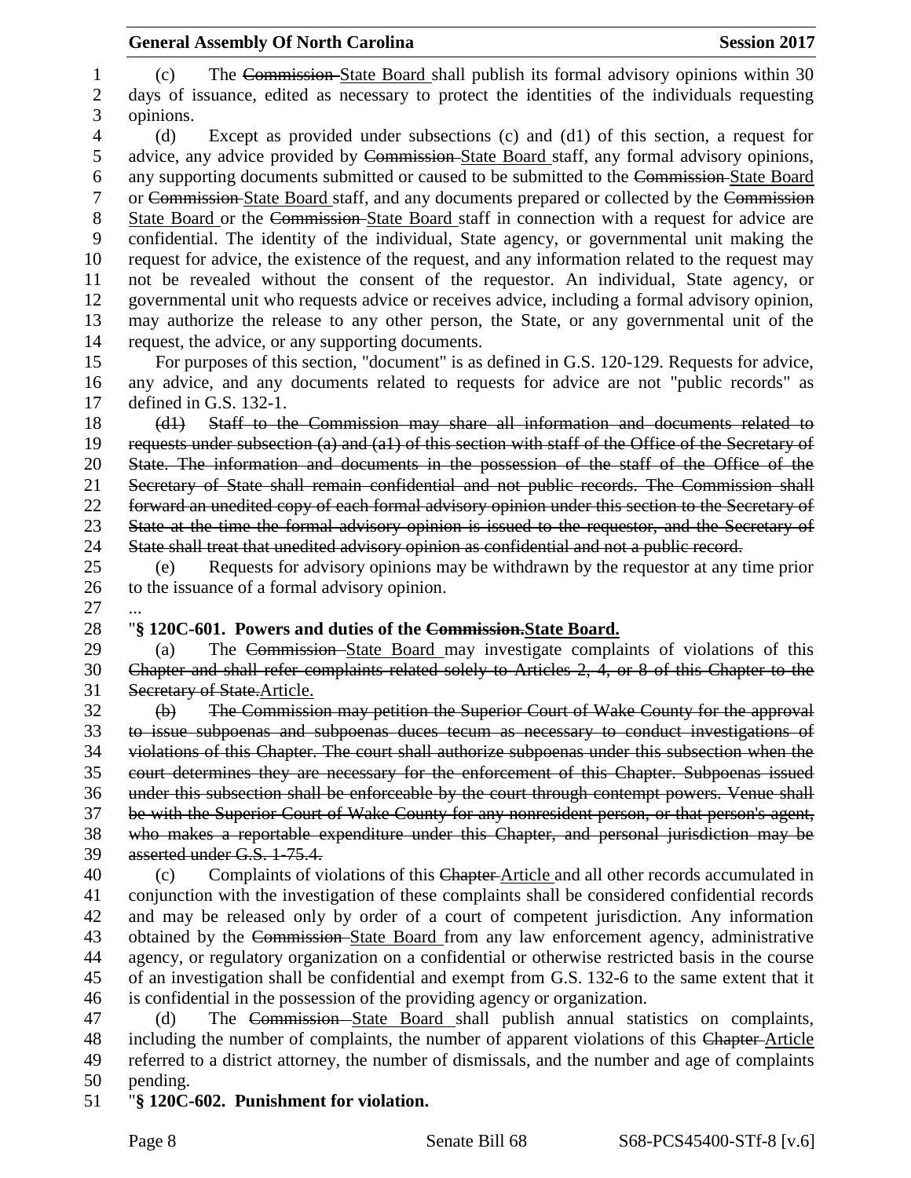(c) The ~~Commission~~ State Board shall publish its formal advisory opinions within 30 days of issuance, edited as necessary to protect the identities of the individuals requesting opinions.

(d) Except as provided under subsections (c) and (d1) of this section, a request for advice, any advice provided by ~~Commission~~ State Board staff, any formal advisory opinions, any supporting documents submitted or caused to be submitted to the ~~Commission~~ State Board or ~~Commission~~ State Board staff, and any documents prepared or collected by the ~~Commission~~ State Board or the ~~Commission~~ State Board staff in connection with a request for advice are confidential. The identity of the individual, State agency, or governmental unit making the request for advice, the existence of the request, and any information related to the request may not be revealed without the consent of the requestor. An individual, State agency, or governmental unit who requests advice or receives advice, including a formal advisory opinion, may authorize the release to any other person, the State, or any governmental unit of the request, the advice, or any supporting documents.

For purposes of this section, "document" is as defined in G.S. 120-129. Requests for advice, any advice, and any documents related to requests for advice are not "public records" as defined in G.S. 132-1.

~~(d1) Staff to the Commission may share all information and documents related to requests under subsection (a) and (a1) of this section with staff of the Office of the Secretary of State. The information and documents in the possession of the staff of the Office of the Secretary of State shall remain confidential and not public records. The Commission shall forward an unedited copy of each formal advisory opinion under this section to the Secretary of State at the time the formal advisory opinion is issued to the requestor, and the Secretary of State shall treat that unedited advisory opinion as confidential and not a public record.~~

(e) Requests for advisory opinions may be withdrawn by the requestor at any time prior to the issuance of a formal advisory opinion.

...

"**§ 120C-601. Powers and duties of the ~~Commission.~~State Board.**

(a) The ~~Commission~~ State Board may investigate complaints of violations of this ~~Chapter and shall refer complaints related solely to Articles 2, 4, or 8 of this Chapter to the Secretary of State.~~Article.

~~(b) The Commission may petition the Superior Court of Wake County for the approval to issue subpoenas and subpoenas duces tecum as necessary to conduct investigations of violations of this Chapter. The court shall authorize subpoenas under this subsection when the court determines they are necessary for the enforcement of this Chapter. Subpoenas issued under this subsection shall be enforceable by the court through contempt powers. Venue shall be with the Superior Court of Wake County for any nonresident person, or that person's agent, who makes a reportable expenditure under this Chapter, and personal jurisdiction may be asserted under G.S. 1-75.4.~~

(c) Complaints of violations of this ~~Chapter~~ Article and all other records accumulated in conjunction with the investigation of these complaints shall be considered confidential records and may be released only by order of a court of competent jurisdiction. Any information obtained by the ~~Commission~~ State Board from any law enforcement agency, administrative agency, or regulatory organization on a confidential or otherwise restricted basis in the course of an investigation shall be confidential and exempt from G.S. 132-6 to the same extent that it is confidential in the possession of the providing agency or organization.

(d) The ~~Commission~~ State Board shall publish annual statistics on complaints, including the number of complaints, the number of apparent violations of this ~~Chapter~~ Article referred to a district attorney, the number of dismissals, and the number and age of complaints pending.

"**§ 120C-602. Punishment for violation.**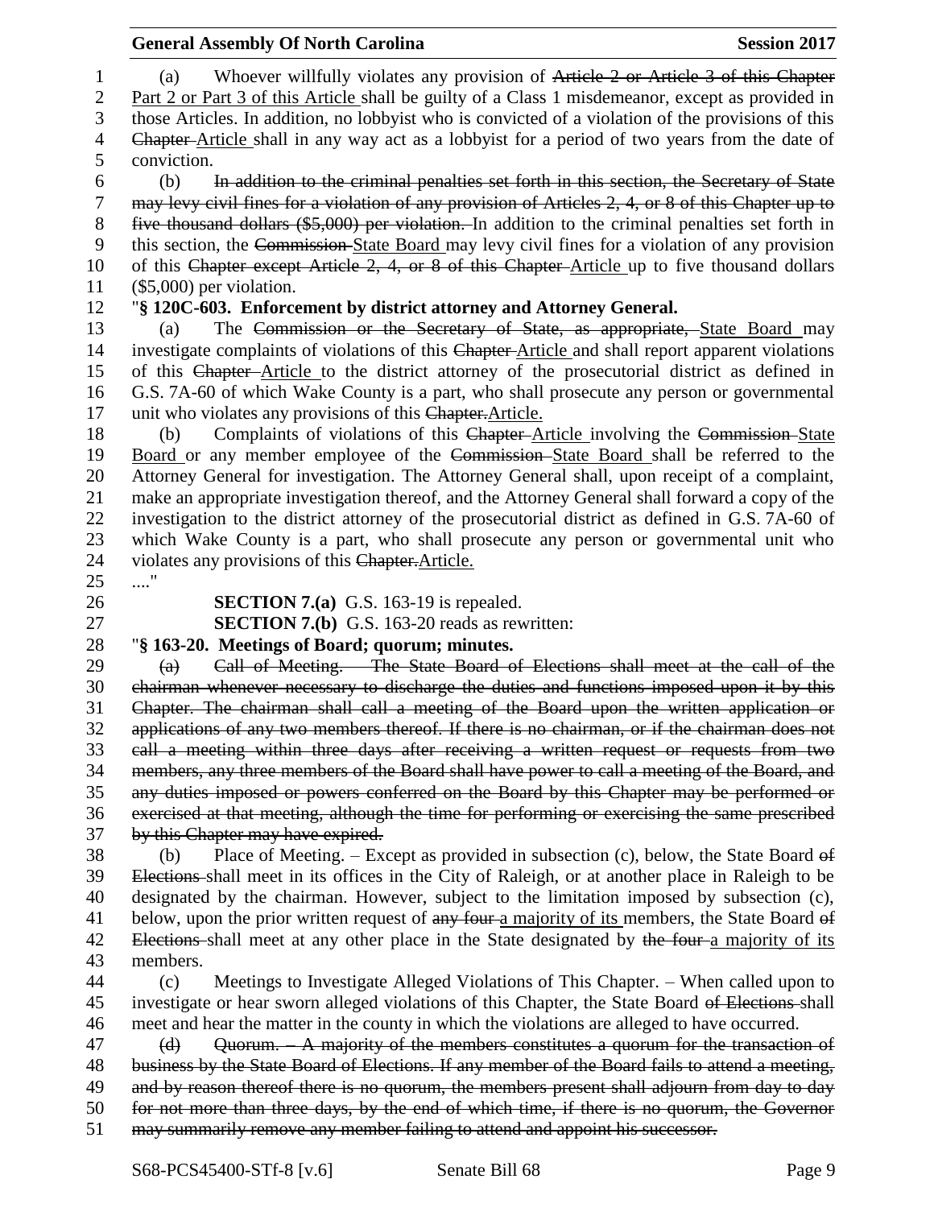(a) Whoever willfully violates any provision of ~~Article 2 or Article 3 of this Chapter~~ Part 2 or Part 3 of this Article shall be guilty of a Class 1 misdemeanor, except as provided in those Articles. In addition, no lobbyist who is convicted of a violation of the provisions of this ~~Chapter~~ Article shall in any way act as a lobbyist for a period of two years from the date of conviction.

(b) ~~In addition to the criminal penalties set forth in this section, the Secretary of State may levy civil fines for a violation of any provision of Articles 2, 4, or 8 of this Chapter up to five thousand dollars ($5,000) per violation.~~ In addition to the criminal penalties set forth in this section, the ~~Commission~~ State Board may levy civil fines for a violation of any provision of this ~~Chapter except Article 2, 4, or 8 of this Chapter~~ Article up to five thousand dollars ($5,000) per violation.

"**§ 120C-603. Enforcement by district attorney and Attorney General.**

(a) The ~~Commission or the Secretary of State, as appropriate,~~ State Board may investigate complaints of violations of this ~~Chapter~~ Article and shall report apparent violations of this ~~Chapter~~ Article to the district attorney of the prosecutorial district as defined in G.S. 7A-60 of which Wake County is a part, who shall prosecute any person or governmental unit who violates any provisions of this ~~Chapter.~~Article.

(b) Complaints of violations of this ~~Chapter~~ Article involving the ~~Commission~~ State Board or any member employee of the ~~Commission~~ State Board shall be referred to the Attorney General for investigation. The Attorney General shall, upon receipt of a complaint, make an appropriate investigation thereof, and the Attorney General shall forward a copy of the investigation to the district attorney of the prosecutorial district as defined in G.S. 7A-60 of which Wake County is a part, who shall prosecute any person or governmental unit who violates any provisions of this ~~Chapter.~~Article.

...."

**SECTION 7.(a)** G.S. 163-19 is repealed.

**SECTION 7.(b)** G.S. 163-20 reads as rewritten:

"**§ 163-20. Meetings of Board; quorum; minutes.**

~~(a) Call of Meeting. – The State Board of Elections shall meet at the call of the chairman whenever necessary to discharge the duties and functions imposed upon it by this Chapter. The chairman shall call a meeting of the Board upon the written application or applications of any two members thereof. If there is no chairman, or if the chairman does not call a meeting within three days after receiving a written request or requests from two members, any three members of the Board shall have power to call a meeting of the Board, and any duties imposed or powers conferred on the Board by this Chapter may be performed or exercised at that meeting, although the time for performing or exercising the same prescribed by this Chapter may have expired.~~

(b) Place of Meeting. – Except as provided in subsection (c), below, the State Board ~~of Elections~~ shall meet in its offices in the City of Raleigh, or at another place in Raleigh to be designated by the chairman. However, subject to the limitation imposed by subsection (c), below, upon the prior written request of ~~any four~~ a majority of its members, the State Board ~~of Elections~~ shall meet at any other place in the State designated by ~~the four~~ a majority of its members.

(c) Meetings to Investigate Alleged Violations of This Chapter. – When called upon to investigate or hear sworn alleged violations of this Chapter, the State Board ~~of Elections~~ shall meet and hear the matter in the county in which the violations are alleged to have occurred.

~~(d) Quorum. – A majority of the members constitutes a quorum for the transaction of business by the State Board of Elections. If any member of the Board fails to attend a meeting, and by reason thereof there is no quorum, the members present shall adjourn from day to day for not more than three days, by the end of which time, if there is no quorum, the Governor may summarily remove any member failing to attend and appoint his successor.~~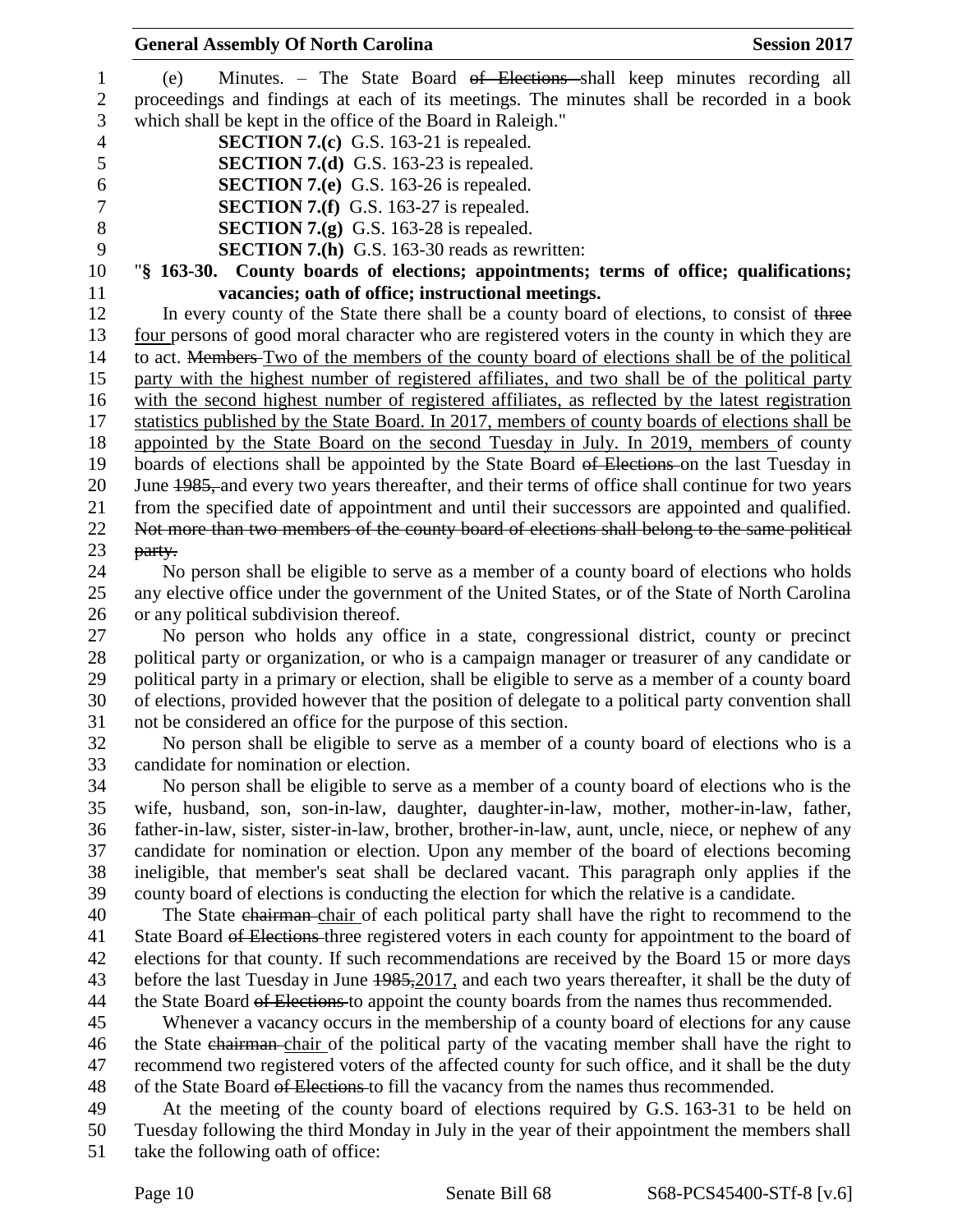(e) Minutes. – The State Board ~~of Elections~~ shall keep minutes recording all proceedings and findings at each of its meetings. The minutes shall be recorded in a book which shall be kept in the office of the Board in Raleigh."

**SECTION 7.(c)** G.S. 163-21 is repealed.

**SECTION 7.(d)** G.S. 163-23 is repealed.

**SECTION 7.(e)** G.S. 163-26 is repealed.

**SECTION 7.(f)** G.S. 163-27 is repealed.

**SECTION 7.(g)** G.S. 163-28 is repealed.

**SECTION 7.(h)** G.S. 163-30 reads as rewritten:

"**§ 163-30. County boards of elections; appointments; terms of office; qualifications; vacancies; oath of office; instructional meetings.**

In every county of the State there shall be a county board of elections, to consist of ~~three~~ <u>four</u> persons of good moral character who are registered voters in the county in which they are to act. ~~Members~~ <u>Two of the members of the county board of elections shall be of the political party with the highest number of registered affiliates, and two shall be of the political party with the second highest number of registered affiliates, as reflected by the latest registration statistics published by the State Board. In 2017, members of county boards of elections shall be appointed by the State Board on the second Tuesday in July. In 2019, members</u> of county boards of elections shall be appointed by the State Board ~~of Elections~~ on the last Tuesday in June ~~1985,~~ and every two years thereafter, and their terms of office shall continue for two years from the specified date of appointment and until their successors are appointed and qualified. ~~Not more than two members of the county board of elections shall belong to the same political party.~~

No person shall be eligible to serve as a member of a county board of elections who holds any elective office under the government of the United States, or of the State of North Carolina or any political subdivision thereof.

No person who holds any office in a state, congressional district, county or precinct political party or organization, or who is a campaign manager or treasurer of any candidate or political party in a primary or election, shall be eligible to serve as a member of a county board of elections, provided however that the position of delegate to a political party convention shall not be considered an office for the purpose of this section.

No person shall be eligible to serve as a member of a county board of elections who is a candidate for nomination or election.

No person shall be eligible to serve as a member of a county board of elections who is the wife, husband, son, son-in-law, daughter, daughter-in-law, mother, mother-in-law, father, father-in-law, sister, sister-in-law, brother, brother-in-law, aunt, uncle, niece, or nephew of any candidate for nomination or election. Upon any member of the board of elections becoming ineligible, that member's seat shall be declared vacant. This paragraph only applies if the county board of elections is conducting the election for which the relative is a candidate.

The State ~~chairman~~ <u>chair</u> of each political party shall have the right to recommend to the State Board ~~of Elections~~ three registered voters in each county for appointment to the board of elections for that county. If such recommendations are received by the Board 15 or more days before the last Tuesday in June ~~1985,~~<u>2017,</u> and each two years thereafter, it shall be the duty of the State Board ~~of Elections~~ to appoint the county boards from the names thus recommended.

Whenever a vacancy occurs in the membership of a county board of elections for any cause the State ~~chairman~~ <u>chair</u> of the political party of the vacating member shall have the right to recommend two registered voters of the affected county for such office, and it shall be the duty of the State Board ~~of Elections~~ to fill the vacancy from the names thus recommended.

At the meeting of the county board of elections required by G.S. 163-31 to be held on Tuesday following the third Monday in July in the year of their appointment the members shall take the following oath of office: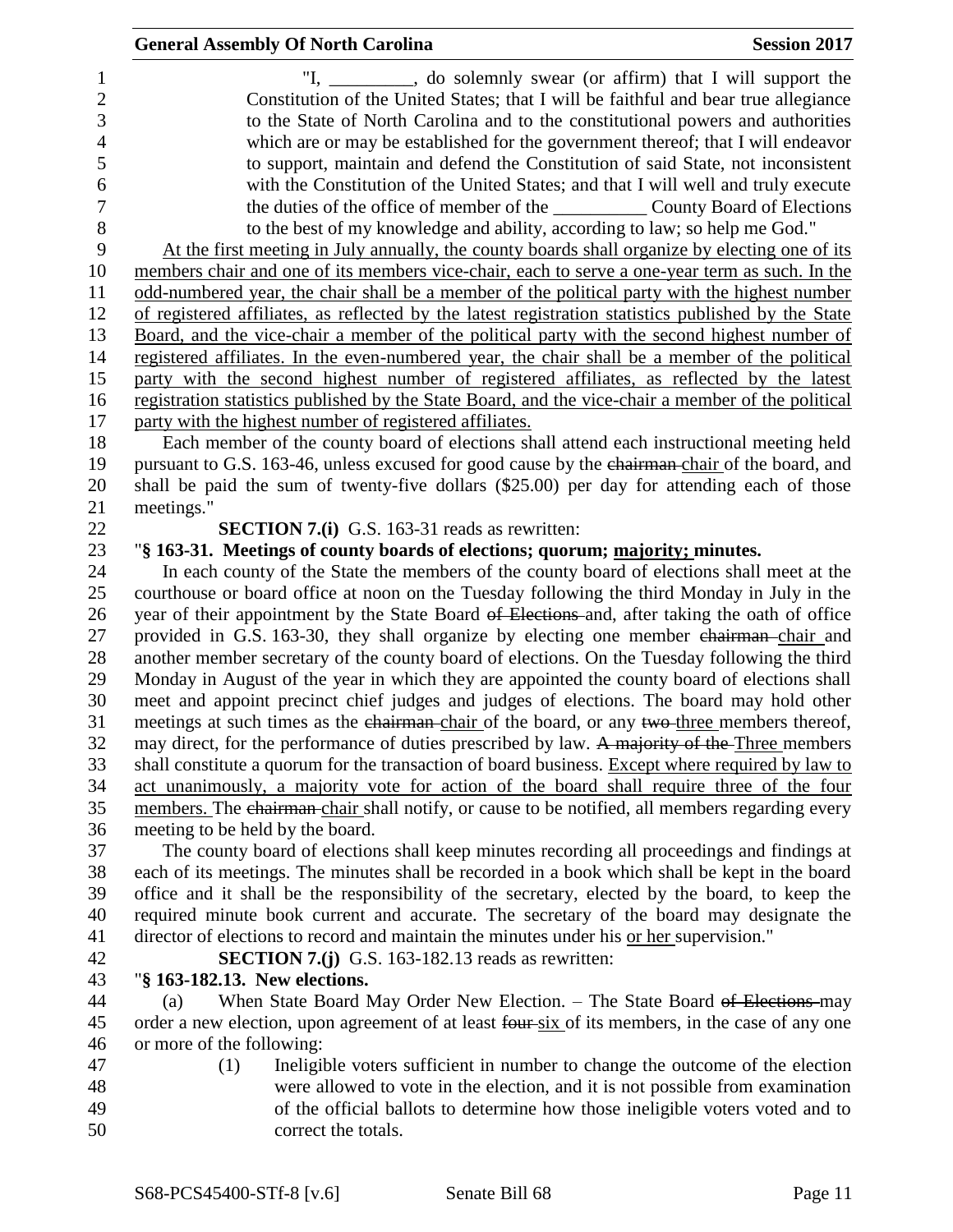"I, _________, do solemnly swear (or affirm) that I will support the Constitution of the United States; that I will be faithful and bear true allegiance to the State of North Carolina and to the constitutional powers and authorities which are or may be established for the government thereof; that I will endeavor to support, maintain and defend the Constitution of said State, not inconsistent with the Constitution of the United States; and that I will well and truly execute the duties of the office of member of the __________ County Board of Elections to the best of my knowledge and ability, according to law; so help me God."

At the first meeting in July annually, the county boards shall organize by electing one of its members chair and one of its members vice-chair, each to serve a one-year term as such. In the odd-numbered year, the chair shall be a member of the political party with the highest number of registered affiliates, as reflected by the latest registration statistics published by the State Board, and the vice-chair a member of the political party with the second highest number of registered affiliates. In the even-numbered year, the chair shall be a member of the political party with the second highest number of registered affiliates, as reflected by the latest registration statistics published by the State Board, and the vice-chair a member of the political party with the highest number of registered affiliates.

Each member of the county board of elections shall attend each instructional meeting held pursuant to G.S. 163-46, unless excused for good cause by the ~~chairman~~ chair of the board, and shall be paid the sum of twenty-five dollars ($25.00) per day for attending each of those meetings."

**SECTION 7.(i)** G.S. 163-31 reads as rewritten:

"**§ 163-31. Meetings of county boards of elections; quorum; majority; minutes.**

In each county of the State the members of the county board of elections shall meet at the courthouse or board office at noon on the Tuesday following the third Monday in July in the year of their appointment by the State Board ~~of Elections~~ and, after taking the oath of office provided in G.S. 163-30, they shall organize by electing one member ~~chairman~~ chair and another member secretary of the county board of elections. On the Tuesday following the third Monday in August of the year in which they are appointed the county board of elections shall meet and appoint precinct chief judges and judges of elections. The board may hold other meetings at such times as the ~~chairman~~ chair of the board, or any ~~two~~ three members thereof, may direct, for the performance of duties prescribed by law. ~~A majority of the~~ Three members shall constitute a quorum for the transaction of board business. Except where required by law to act unanimously, a majority vote for action of the board shall require three of the four members. The ~~chairman~~ chair shall notify, or cause to be notified, all members regarding every meeting to be held by the board.

The county board of elections shall keep minutes recording all proceedings and findings at each of its meetings. The minutes shall be recorded in a book which shall be kept in the board office and it shall be the responsibility of the secretary, elected by the board, to keep the required minute book current and accurate. The secretary of the board may designate the director of elections to record and maintain the minutes under his or her supervision."

**SECTION 7.(j)** G.S. 163-182.13 reads as rewritten:

"**§ 163-182.13. New elections.**

(a) When State Board May Order New Election. – The State Board ~~of Elections~~ may order a new election, upon agreement of at least ~~four~~ six of its members, in the case of any one or more of the following:

(1) Ineligible voters sufficient in number to change the outcome of the election were allowed to vote in the election, and it is not possible from examination of the official ballots to determine how those ineligible voters voted and to correct the totals.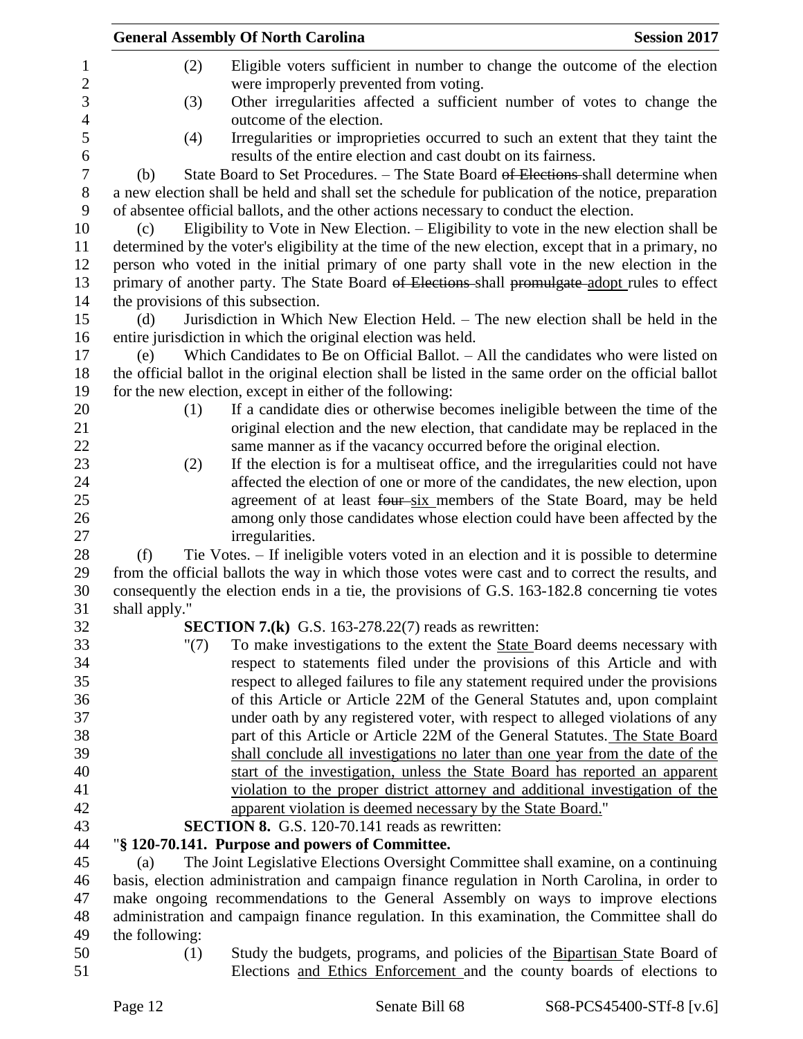(2) Eligible voters sufficient in number to change the outcome of the election were improperly prevented from voting.

(3) Other irregularities affected a sufficient number of votes to change the outcome of the election.

(4) Irregularities or improprieties occurred to such an extent that they taint the results of the entire election and cast doubt on its fairness.

(b) State Board to Set Procedures. – The State Board ~~of Elections~~ shall determine when a new election shall be held and shall set the schedule for publication of the notice, preparation of absentee official ballots, and the other actions necessary to conduct the election.

(c) Eligibility to Vote in New Election. – Eligibility to vote in the new election shall be determined by the voter's eligibility at the time of the new election, except that in a primary, no person who voted in the initial primary of one party shall vote in the new election in the primary of another party. The State Board ~~of Elections~~ shall ~~promulgate~~ adopt rules to effect the provisions of this subsection.

(d) Jurisdiction in Which New Election Held. – The new election shall be held in the entire jurisdiction in which the original election was held.

(e) Which Candidates to Be on Official Ballot. – All the candidates who were listed on the official ballot in the original election shall be listed in the same order on the official ballot for the new election, except in either of the following:

(1) If a candidate dies or otherwise becomes ineligible between the time of the original election and the new election, that candidate may be replaced in the same manner as if the vacancy occurred before the original election.

(2) If the election is for a multiseat office, and the irregularities could not have affected the election of one or more of the candidates, the new election, upon agreement of at least ~~four~~ six members of the State Board, may be held among only those candidates whose election could have been affected by the irregularities.

(f) Tie Votes. – If ineligible voters voted in an election and it is possible to determine from the official ballots the way in which those votes were cast and to correct the results, and consequently the election ends in a tie, the provisions of G.S. 163-182.8 concerning tie votes shall apply."

**SECTION 7.(k)** G.S. 163-278.22(7) reads as rewritten:

"(7) To make investigations to the extent the State Board deems necessary with respect to statements filed under the provisions of this Article and with respect to alleged failures to file any statement required under the provisions of this Article or Article 22M of the General Statutes and, upon complaint under oath by any registered voter, with respect to alleged violations of any part of this Article or Article 22M of the General Statutes. The State Board shall conclude all investigations no later than one year from the date of the start of the investigation, unless the State Board has reported an apparent violation to the proper district attorney and additional investigation of the apparent violation is deemed necessary by the State Board."

**SECTION 8.** G.S. 120-70.141 reads as rewritten:

"**§ 120-70.141. Purpose and powers of Committee.**

(a) The Joint Legislative Elections Oversight Committee shall examine, on a continuing basis, election administration and campaign finance regulation in North Carolina, in order to make ongoing recommendations to the General Assembly on ways to improve elections administration and campaign finance regulation. In this examination, the Committee shall do the following:

(1) Study the budgets, programs, and policies of the Bipartisan State Board of Elections and Ethics Enforcement and the county boards of elections to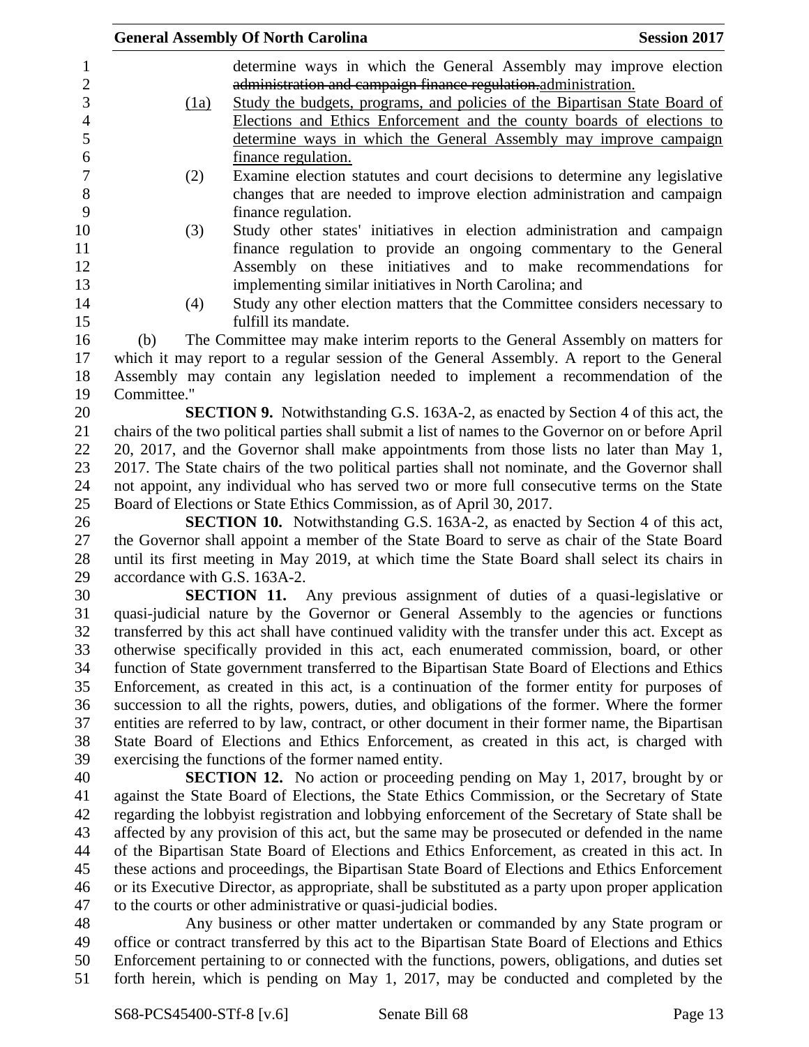determine ways in which the General Assembly may improve election ~~administration and campaign finance regulation.~~administration.

(1a) Study the budgets, programs, and policies of the Bipartisan State Board of Elections and Ethics Enforcement and the county boards of elections to determine ways in which the General Assembly may improve campaign finance regulation.

(2) Examine election statutes and court decisions to determine any legislative changes that are needed to improve election administration and campaign finance regulation.

(3) Study other states' initiatives in election administration and campaign finance regulation to provide an ongoing commentary to the General Assembly on these initiatives and to make recommendations for implementing similar initiatives in North Carolina; and

(4) Study any other election matters that the Committee considers necessary to fulfill its mandate.

(b) The Committee may make interim reports to the General Assembly on matters for which it may report to a regular session of the General Assembly. A report to the General Assembly may contain any legislation needed to implement a recommendation of the Committee."

**SECTION 9.** Notwithstanding G.S. 163A-2, as enacted by Section 4 of this act, the chairs of the two political parties shall submit a list of names to the Governor on or before April 20, 2017, and the Governor shall make appointments from those lists no later than May 1, 2017. The State chairs of the two political parties shall not nominate, and the Governor shall not appoint, any individual who has served two or more full consecutive terms on the State Board of Elections or State Ethics Commission, as of April 30, 2017.

**SECTION 10.** Notwithstanding G.S. 163A-2, as enacted by Section 4 of this act, the Governor shall appoint a member of the State Board to serve as chair of the State Board until its first meeting in May 2019, at which time the State Board shall select its chairs in accordance with G.S. 163A-2.

**SECTION 11.** Any previous assignment of duties of a quasi-legislative or quasi-judicial nature by the Governor or General Assembly to the agencies or functions transferred by this act shall have continued validity with the transfer under this act. Except as otherwise specifically provided in this act, each enumerated commission, board, or other function of State government transferred to the Bipartisan State Board of Elections and Ethics Enforcement, as created in this act, is a continuation of the former entity for purposes of succession to all the rights, powers, duties, and obligations of the former. Where the former entities are referred to by law, contract, or other document in their former name, the Bipartisan State Board of Elections and Ethics Enforcement, as created in this act, is charged with exercising the functions of the former named entity.

**SECTION 12.** No action or proceeding pending on May 1, 2017, brought by or against the State Board of Elections, the State Ethics Commission, or the Secretary of State regarding the lobbyist registration and lobbying enforcement of the Secretary of State shall be affected by any provision of this act, but the same may be prosecuted or defended in the name of the Bipartisan State Board of Elections and Ethics Enforcement, as created in this act. In these actions and proceedings, the Bipartisan State Board of Elections and Ethics Enforcement or its Executive Director, as appropriate, shall be substituted as a party upon proper application to the courts or other administrative or quasi-judicial bodies.

Any business or other matter undertaken or commanded by any State program or office or contract transferred by this act to the Bipartisan State Board of Elections and Ethics Enforcement pertaining to or connected with the functions, powers, obligations, and duties set forth herein, which is pending on May 1, 2017, may be conducted and completed by the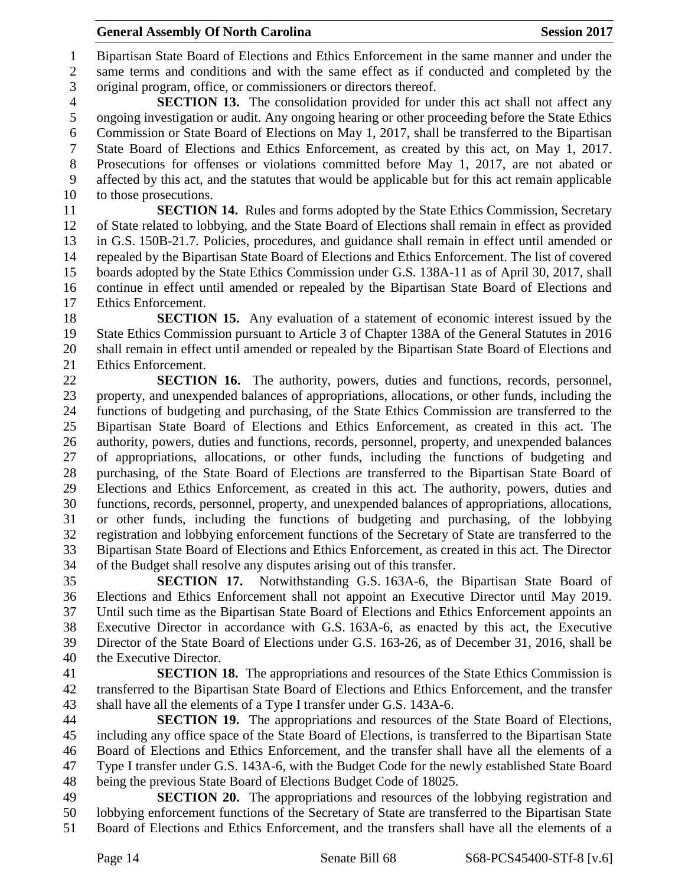Bipartisan State Board of Elections and Ethics Enforcement in the same manner and under the same terms and conditions and with the same effect as if conducted and completed by the original program, office, or commissioners or directors thereof.

**SECTION 13.** The consolidation provided for under this act shall not affect any ongoing investigation or audit. Any ongoing hearing or other proceeding before the State Ethics Commission or State Board of Elections on May 1, 2017, shall be transferred to the Bipartisan State Board of Elections and Ethics Enforcement, as created by this act, on May 1, 2017. Prosecutions for offenses or violations committed before May 1, 2017, are not abated or affected by this act, and the statutes that would be applicable but for this act remain applicable to those prosecutions.

**SECTION 14.** Rules and forms adopted by the State Ethics Commission, Secretary of State related to lobbying, and the State Board of Elections shall remain in effect as provided in G.S. 150B-21.7. Policies, procedures, and guidance shall remain in effect until amended or repealed by the Bipartisan State Board of Elections and Ethics Enforcement. The list of covered boards adopted by the State Ethics Commission under G.S. 138A-11 as of April 30, 2017, shall continue in effect until amended or repealed by the Bipartisan State Board of Elections and Ethics Enforcement.

**SECTION 15.** Any evaluation of a statement of economic interest issued by the State Ethics Commission pursuant to Article 3 of Chapter 138A of the General Statutes in 2016 shall remain in effect until amended or repealed by the Bipartisan State Board of Elections and Ethics Enforcement.

**SECTION 16.** The authority, powers, duties and functions, records, personnel, property, and unexpended balances of appropriations, allocations, or other funds, including the functions of budgeting and purchasing, of the State Ethics Commission are transferred to the Bipartisan State Board of Elections and Ethics Enforcement, as created in this act. The authority, powers, duties and functions, records, personnel, property, and unexpended balances of appropriations, allocations, or other funds, including the functions of budgeting and purchasing, of the State Board of Elections are transferred to the Bipartisan State Board of Elections and Ethics Enforcement, as created in this act. The authority, powers, duties and functions, records, personnel, property, and unexpended balances of appropriations, allocations, or other funds, including the functions of budgeting and purchasing, of the lobbying registration and lobbying enforcement functions of the Secretary of State are transferred to the Bipartisan State Board of Elections and Ethics Enforcement, as created in this act. The Director of the Budget shall resolve any disputes arising out of this transfer.

**SECTION 17.** Notwithstanding G.S. 163A-6, the Bipartisan State Board of Elections and Ethics Enforcement shall not appoint an Executive Director until May 2019. Until such time as the Bipartisan State Board of Elections and Ethics Enforcement appoints an Executive Director in accordance with G.S. 163A-6, as enacted by this act, the Executive Director of the State Board of Elections under G.S. 163-26, as of December 31, 2016, shall be the Executive Director.

**SECTION 18.** The appropriations and resources of the State Ethics Commission is transferred to the Bipartisan State Board of Elections and Ethics Enforcement, and the transfer shall have all the elements of a Type I transfer under G.S. 143A-6.

**SECTION 19.** The appropriations and resources of the State Board of Elections, including any office space of the State Board of Elections, is transferred to the Bipartisan State Board of Elections and Ethics Enforcement, and the transfer shall have all the elements of a Type I transfer under G.S. 143A-6, with the Budget Code for the newly established State Board being the previous State Board of Elections Budget Code of 18025.

**SECTION 20.** The appropriations and resources of the lobbying registration and lobbying enforcement functions of the Secretary of State are transferred to the Bipartisan State Board of Elections and Ethics Enforcement, and the transfers shall have all the elements of a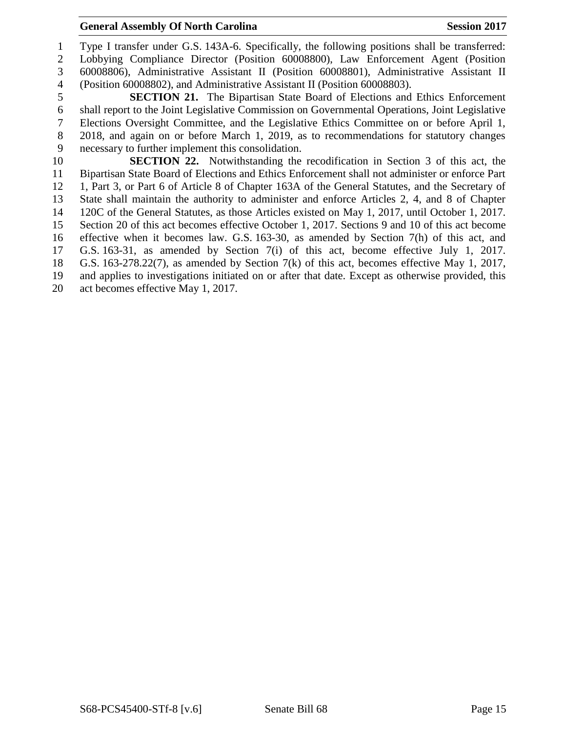Type I transfer under G.S. 143A-6. Specifically, the following positions shall be transferred: Lobbying Compliance Director (Position 60008800), Law Enforcement Agent (Position 60008806), Administrative Assistant II (Position 60008801), Administrative Assistant II (Position 60008802), and Administrative Assistant II (Position 60008803).

**SECTION 21.** The Bipartisan State Board of Elections and Ethics Enforcement shall report to the Joint Legislative Commission on Governmental Operations, Joint Legislative Elections Oversight Committee, and the Legislative Ethics Committee on or before April 1, 2018, and again on or before March 1, 2019, as to recommendations for statutory changes necessary to further implement this consolidation.

**SECTION 22.** Notwithstanding the recodification in Section 3 of this act, the Bipartisan State Board of Elections and Ethics Enforcement shall not administer or enforce Part 1, Part 3, or Part 6 of Article 8 of Chapter 163A of the General Statutes, and the Secretary of State shall maintain the authority to administer and enforce Articles 2, 4, and 8 of Chapter 120C of the General Statutes, as those Articles existed on May 1, 2017, until October 1, 2017. Section 20 of this act becomes effective October 1, 2017. Sections 9 and 10 of this act become effective when it becomes law. G.S. 163-30, as amended by Section 7(h) of this act, and G.S. 163-31, as amended by Section 7(i) of this act, become effective July 1, 2017. G.S. 163-278.22(7), as amended by Section 7(k) of this act, becomes effective May 1, 2017, and applies to investigations initiated on or after that date. Except as otherwise provided, this act becomes effective May 1, 2017.